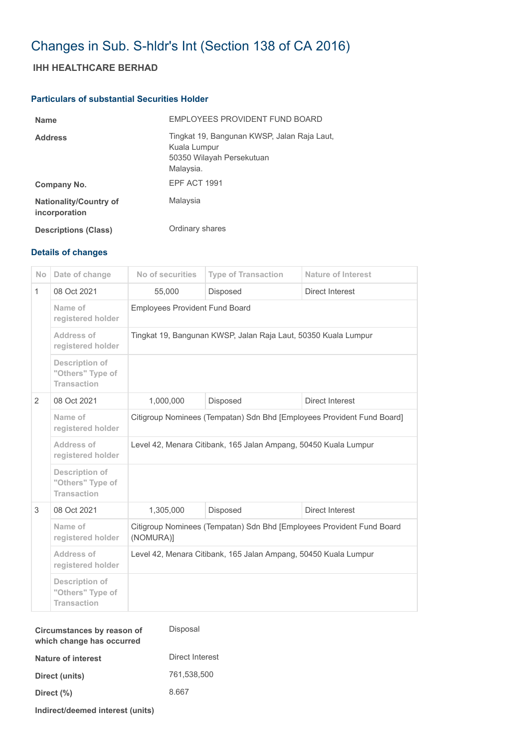# Changes in Sub. S-hldr's Int (Section 138 of CA 2016)

## IHH HEALTHCARE BERHAD

### Particulars of substantial Securities Holder

| | |
|---|---|
| **Name** | EMPLOYEES PROVIDENT FUND BOARD |
| **Address** | Tingkat 19, Bangunan KWSP, Jalan Raja Laut,<br>Kuala Lumpur<br>50350 Wilayah Persekutuan<br>Malaysia. |
| **Company No.** | EPF ACT 1991 |
| **Nationality/Country of incorporation** | Malaysia |
| **Descriptions (Class)** | Ordinary shares |

### Details of changes

| No | Date of change | No of securities | Type of Transaction | Nature of Interest |
|---|---|---|---|---|
| 1 | 08 Oct 2021 | 55,000 | Disposed | Direct Interest |
| | Name of registered holder | Employees Provident Fund Board | | |
| | Address of registered holder | Tingkat 19, Bangunan KWSP, Jalan Raja Laut, 50350 Kuala Lumpur | | |
| | Description of "Others" Type of Transaction | | | |
| 2 | 08 Oct 2021 | 1,000,000 | Disposed | Direct Interest |
| | Name of registered holder | Citigroup Nominees (Tempatan) Sdn Bhd [Employees Provident Fund Board] | | |
| | Address of registered holder | Level 42, Menara Citibank, 165 Jalan Ampang, 50450 Kuala Lumpur | | |
| | Description of "Others" Type of Transaction | | | |
| 3 | 08 Oct 2021 | 1,305,000 | Disposed | Direct Interest |
| | Name of registered holder | Citigroup Nominees (Tempatan) Sdn Bhd [Employees Provident Fund Board (NOMURA)] | | |
| | Address of registered holder | Level 42, Menara Citibank, 165 Jalan Ampang, 50450 Kuala Lumpur | | |
| | Description of "Others" Type of Transaction | | | |

| | |
|---|---|
| **Circumstances by reason of which change has occurred** | Disposal |
| **Nature of interest** | Direct Interest |
| **Direct (units)** | 761,538,500 |
| **Direct (%)** | 8.667 |
| **Indirect/deemed interest (units)** | |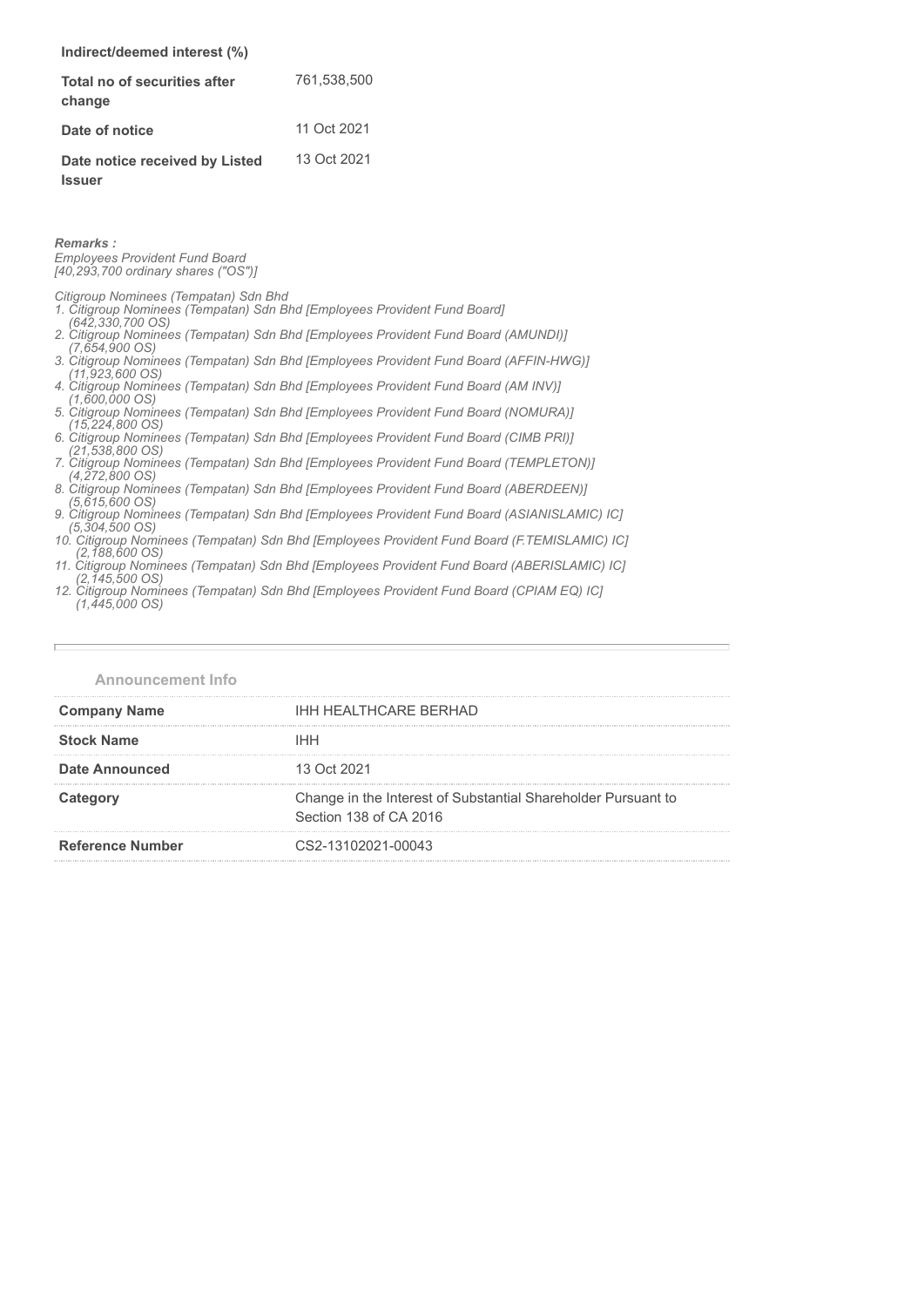| | |
|---|---|
| **Indirect/deemed interest (%)** | |
| **Total no of securities after change** | 761,538,500 |
| **Date of notice** | 11 Oct 2021 |
| **Date notice received by Listed Issuer** | 13 Oct 2021 |

***Remarks :***

*Employees Provident Fund Board*
*[40,293,700 ordinary shares ("OS")]*

*Citigroup Nominees (Tempatan) Sdn Bhd*

1. *Citigroup Nominees (Tempatan) Sdn Bhd [Employees Provident Fund Board]*
   *(642,330,700 OS)*
2. *Citigroup Nominees (Tempatan) Sdn Bhd [Employees Provident Fund Board (AMUNDI)]*
   *(7,654,900 OS)*
3. *Citigroup Nominees (Tempatan) Sdn Bhd [Employees Provident Fund Board (AFFIN-HWG)]*
   *(11,923,600 OS)*
4. *Citigroup Nominees (Tempatan) Sdn Bhd [Employees Provident Fund Board (AM INV)]*
   *(1,600,000 OS)*
5. *Citigroup Nominees (Tempatan) Sdn Bhd [Employees Provident Fund Board (NOMURA)]*
   *(15,224,800 OS)*
6. *Citigroup Nominees (Tempatan) Sdn Bhd [Employees Provident Fund Board (CIMB PRI)]*
   *(21,538,800 OS)*
7. *Citigroup Nominees (Tempatan) Sdn Bhd [Employees Provident Fund Board (TEMPLETON)]*
   *(4,272,800 OS)*
8. *Citigroup Nominees (Tempatan) Sdn Bhd [Employees Provident Fund Board (ABERDEEN)]*
   *(5,615,600 OS)*
9. *Citigroup Nominees (Tempatan) Sdn Bhd [Employees Provident Fund Board (ASIANISLAMIC) IC]*
   *(5,304,500 OS)*
10. *Citigroup Nominees (Tempatan) Sdn Bhd [Employees Provident Fund Board (F.TEMISLAMIC) IC]*
    *(2,188,600 OS)*
11. *Citigroup Nominees (Tempatan) Sdn Bhd [Employees Provident Fund Board (ABERISLAMIC) IC]*
    *(2,145,500 OS)*
12. *Citigroup Nominees (Tempatan) Sdn Bhd [Employees Provident Fund Board (CPIAM EQ) IC]*
    *(1,445,000 OS)*

### Announcement Info

| | |
|---|---|
| **Company Name** | IHH HEALTHCARE BERHAD |
| **Stock Name** | IHH |
| **Date Announced** | 13 Oct 2021 |
| **Category** | Change in the Interest of Substantial Shareholder Pursuant to Section 138 of CA 2016 |
| **Reference Number** | CS2-13102021-00043 |